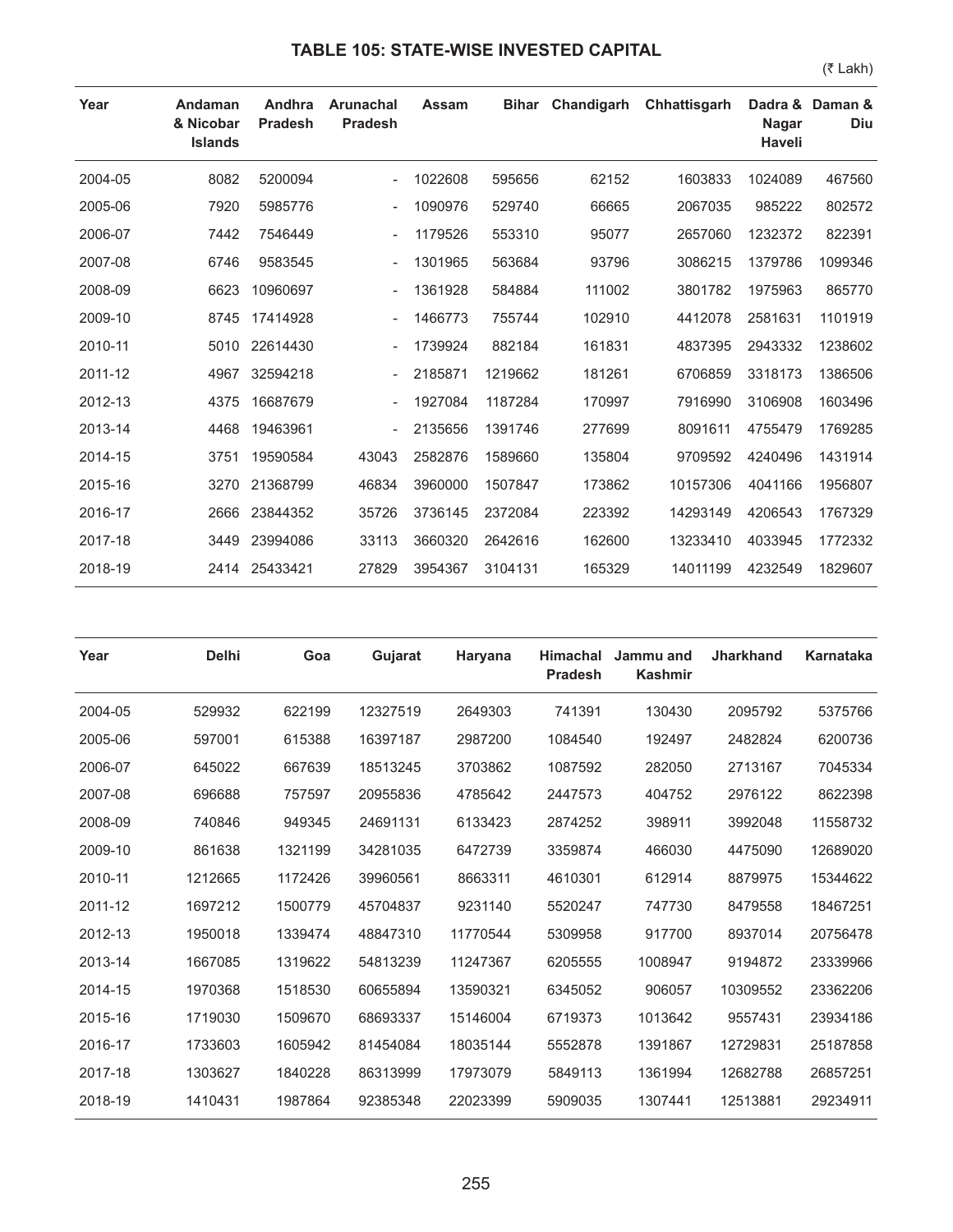# TABLE 105: STATE-WISE INVESTED CAPITAL

(₹ Lakh)

| Year | Andaman & Nicobar Islands | Andhra Pradesh | Arunachal Pradesh | Assam | Bihar | Chandigarh | Chhattisgarh | Dadra & Nagar Haveli | Daman & Diu |
|---|---|---|---|---|---|---|---|---|---|
| 2004-05 | 8082 | 5200094 | - | 1022608 | 595656 | 62152 | 1603833 | 1024089 | 467560 |
| 2005-06 | 7920 | 5985776 | - | 1090976 | 529740 | 66665 | 2067035 | 985222 | 802572 |
| 2006-07 | 7442 | 7546449 | - | 1179526 | 553310 | 95077 | 2657060 | 1232372 | 822391 |
| 2007-08 | 6746 | 9583545 | - | 1301965 | 563684 | 93796 | 3086215 | 1379786 | 1099346 |
| 2008-09 | 6623 | 10960697 | - | 1361928 | 584884 | 111002 | 3801782 | 1975963 | 865770 |
| 2009-10 | 8745 | 17414928 | - | 1466773 | 755744 | 102910 | 4412078 | 2581631 | 1101919 |
| 2010-11 | 5010 | 22614430 | - | 1739924 | 882184 | 161831 | 4837395 | 2943332 | 1238602 |
| 2011-12 | 4967 | 32594218 | - | 2185871 | 1219662 | 181261 | 6706859 | 3318173 | 1386506 |
| 2012-13 | 4375 | 16687679 | - | 1927084 | 1187284 | 170997 | 7916990 | 3106908 | 1603496 |
| 2013-14 | 4468 | 19463961 | - | 2135656 | 1391746 | 277699 | 8091611 | 4755479 | 1769285 |
| 2014-15 | 3751 | 19590584 | 43043 | 2582876 | 1589660 | 135804 | 9709592 | 4240496 | 1431914 |
| 2015-16 | 3270 | 21368799 | 46834 | 3960000 | 1507847 | 173862 | 10157306 | 4041166 | 1956807 |
| 2016-17 | 2666 | 23844352 | 35726 | 3736145 | 2372084 | 223392 | 14293149 | 4206543 | 1767329 |
| 2017-18 | 3449 | 23994086 | 33113 | 3660320 | 2642616 | 162600 | 13233410 | 4033945 | 1772332 |
| 2018-19 | 2414 | 25433421 | 27829 | 3954367 | 3104131 | 165329 | 14011199 | 4232549 | 1829607 |

| Year | Delhi | Goa | Gujarat | Haryana | Himachal Pradesh | Jammu and Kashmir | Jharkhand | Karnataka |
|---|---|---|---|---|---|---|---|---|
| 2004-05 | 529932 | 622199 | 12327519 | 2649303 | 741391 | 130430 | 2095792 | 5375766 |
| 2005-06 | 597001 | 615388 | 16397187 | 2987200 | 1084540 | 192497 | 2482824 | 6200736 |
| 2006-07 | 645022 | 667639 | 18513245 | 3703862 | 1087592 | 282050 | 2713167 | 7045334 |
| 2007-08 | 696688 | 757597 | 20955836 | 4785642 | 2447573 | 404752 | 2976122 | 8622398 |
| 2008-09 | 740846 | 949345 | 24691131 | 6133423 | 2874252 | 398911 | 3992048 | 11558732 |
| 2009-10 | 861638 | 1321199 | 34281035 | 6472739 | 3359874 | 466030 | 4475090 | 12689020 |
| 2010-11 | 1212665 | 1172426 | 39960561 | 8663311 | 4610301 | 612914 | 8879975 | 15344622 |
| 2011-12 | 1697212 | 1500779 | 45704837 | 9231140 | 5520247 | 747730 | 8479558 | 18467251 |
| 2012-13 | 1950018 | 1339474 | 48847310 | 11770544 | 5309958 | 917700 | 8937014 | 20756478 |
| 2013-14 | 1667085 | 1319622 | 54813239 | 11247367 | 6205555 | 1008947 | 9194872 | 23339966 |
| 2014-15 | 1970368 | 1518530 | 60655894 | 13590321 | 6345052 | 906057 | 10309552 | 23362206 |
| 2015-16 | 1719030 | 1509670 | 68693337 | 15146004 | 6719373 | 1013642 | 9557431 | 23934186 |
| 2016-17 | 1733603 | 1605942 | 81454084 | 18035144 | 5552878 | 1391867 | 12729831 | 25187858 |
| 2017-18 | 1303627 | 1840228 | 86313999 | 17973079 | 5849113 | 1361994 | 12682788 | 26857251 |
| 2018-19 | 1410431 | 1987864 | 92385348 | 22023399 | 5909035 | 1307441 | 12513881 | 29234911 |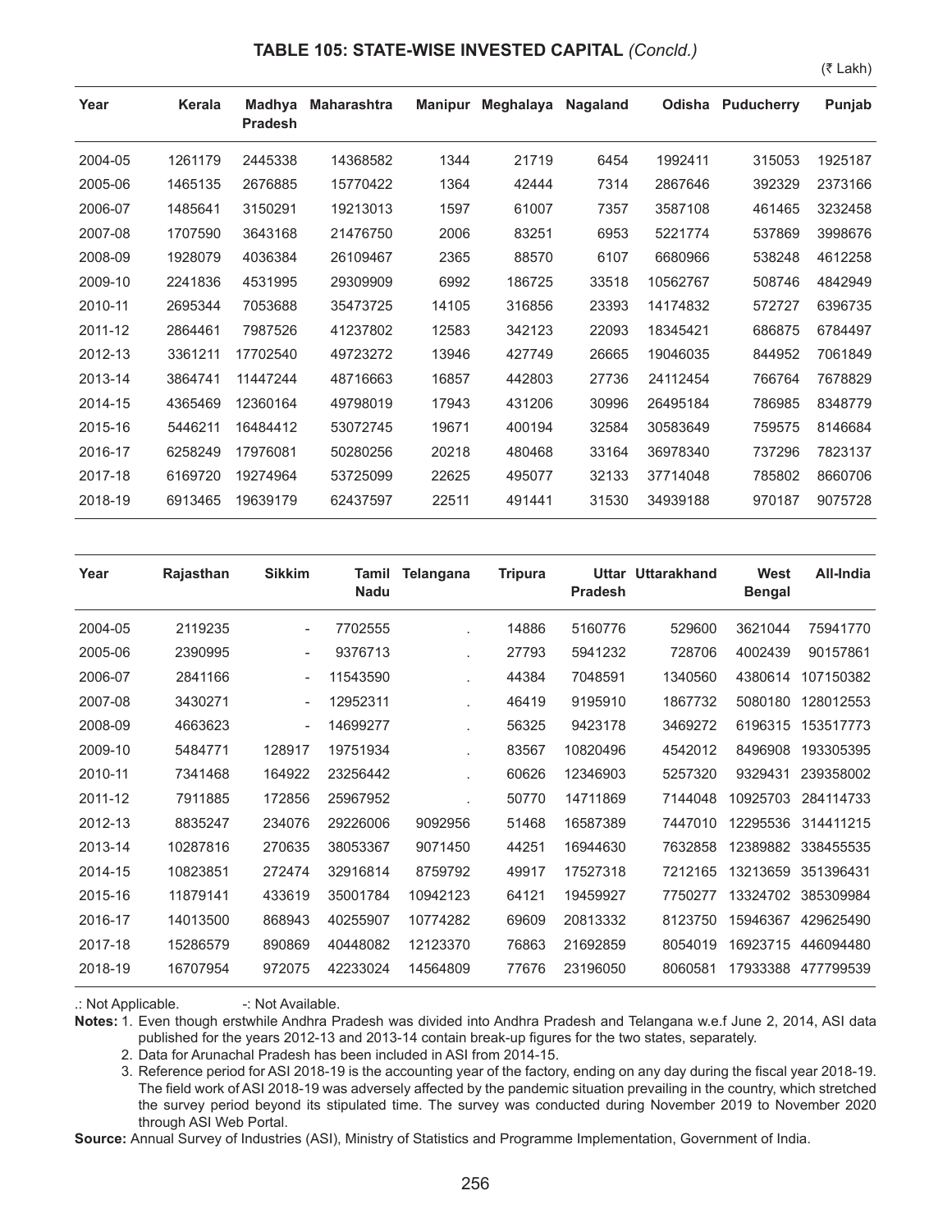## TABLE 105: STATE-WISE INVESTED CAPITAL *(Concld.)*

(₹ Lakh)

| Year | Kerala | Madhya Pradesh | Maharashtra | Manipur | Meghalaya | Nagaland | Odisha | Puducherry | Punjab |
|---|---|---|---|---|---|---|---|---|---|
| 2004-05 | 1261179 | 2445338 | 14368582 | 1344 | 21719 | 6454 | 1992411 | 315053 | 1925187 |
| 2005-06 | 1465135 | 2676885 | 15770422 | 1364 | 42444 | 7314 | 2867646 | 392329 | 2373166 |
| 2006-07 | 1485641 | 3150291 | 19213013 | 1597 | 61007 | 7357 | 3587108 | 461465 | 3232458 |
| 2007-08 | 1707590 | 3643168 | 21476750 | 2006 | 83251 | 6953 | 5221774 | 537869 | 3998676 |
| 2008-09 | 1928079 | 4036384 | 26109467 | 2365 | 88570 | 6107 | 6680966 | 538248 | 4612258 |
| 2009-10 | 2241836 | 4531995 | 29309909 | 6992 | 186725 | 33518 | 10562767 | 508746 | 4842949 |
| 2010-11 | 2695344 | 7053688 | 35473725 | 14105 | 316856 | 23393 | 14174832 | 572727 | 6396735 |
| 2011-12 | 2864461 | 7987526 | 41237802 | 12583 | 342123 | 22093 | 18345421 | 686875 | 6784497 |
| 2012-13 | 3361211 | 17702540 | 49723272 | 13946 | 427749 | 26665 | 19046035 | 844952 | 7061849 |
| 2013-14 | 3864741 | 11447244 | 48716663 | 16857 | 442803 | 27736 | 24112454 | 766764 | 7678829 |
| 2014-15 | 4365469 | 12360164 | 49798019 | 17943 | 431206 | 30996 | 26495184 | 786985 | 8348779 |
| 2015-16 | 5446211 | 16484412 | 53072745 | 19671 | 400194 | 32584 | 30583649 | 759575 | 8146684 |
| 2016-17 | 6258249 | 17976081 | 50280256 | 20218 | 480468 | 33164 | 36978340 | 737296 | 7823137 |
| 2017-18 | 6169720 | 19274964 | 53725099 | 22625 | 495077 | 32133 | 37714048 | 785802 | 8660706 |
| 2018-19 | 6913465 | 19639179 | 62437597 | 22511 | 491441 | 31530 | 34939188 | 970187 | 9075728 |

| Year | Rajasthan | Sikkim | Tamil Nadu | Telangana | Tripura | Uttar Pradesh | Uttarakhand | West Bengal | All-India |
|---|---|---|---|---|---|---|---|---|---|
| 2004-05 | 2119235 | - | 7702555 | . | 14886 | 5160776 | 529600 | 3621044 | 75941770 |
| 2005-06 | 2390995 | - | 9376713 | . | 27793 | 5941232 | 728706 | 4002439 | 90157861 |
| 2006-07 | 2841166 | - | 11543590 | . | 44384 | 7048591 | 1340560 | 4380614 | 107150382 |
| 2007-08 | 3430271 | - | 12952311 | . | 46419 | 9195910 | 1867732 | 5080180 | 128012553 |
| 2008-09 | 4663623 | - | 14699277 | . | 56325 | 9423178 | 3469272 | 6196315 | 153517773 |
| 2009-10 | 5484771 | 128917 | 19751934 | . | 83567 | 10820496 | 4542012 | 8496908 | 193305395 |
| 2010-11 | 7341468 | 164922 | 23256442 | . | 60626 | 12346903 | 5257320 | 9329431 | 239358002 |
| 2011-12 | 7911885 | 172856 | 25967952 | . | 50770 | 14711869 | 7144048 | 10925703 | 284114733 |
| 2012-13 | 8835247 | 234076 | 29226006 | 9092956 | 51468 | 16587389 | 7447010 | 12295536 | 314411215 |
| 2013-14 | 10287816 | 270635 | 38053367 | 9071450 | 44251 | 16944630 | 7632858 | 12389882 | 338455535 |
| 2014-15 | 10823851 | 272474 | 32916814 | 8759792 | 49917 | 17527318 | 7212165 | 13213659 | 351396431 |
| 2015-16 | 11879141 | 433619 | 35001784 | 10942123 | 64121 | 19459927 | 7750277 | 13324702 | 385309984 |
| 2016-17 | 14013500 | 868943 | 40255907 | 10774282 | 69609 | 20813332 | 8123750 | 15946367 | 429625490 |
| 2017-18 | 15286579 | 890869 | 40448082 | 12123370 | 76863 | 21692859 | 8054019 | 16923715 | 446094480 |
| 2018-19 | 16707954 | 972075 | 42233024 | 14564809 | 77676 | 23196050 | 8060581 | 17933388 | 477799539 |

.: Not Applicable. -: Not Available.

**Notes:** 1. Even though erstwhile Andhra Pradesh was divided into Andhra Pradesh and Telangana w.e.f June 2, 2014, ASI data published for the years 2012-13 and 2013-14 contain break-up figures for the two states, separately.

2. Data for Arunachal Pradesh has been included in ASI from 2014-15.

3. Reference period for ASI 2018-19 is the accounting year of the factory, ending on any day during the fiscal year 2018-19. The field work of ASI 2018-19 was adversely affected by the pandemic situation prevailing in the country, which stretched the survey period beyond its stipulated time. The survey was conducted during November 2019 to November 2020 through ASI Web Portal.

**Source:** Annual Survey of Industries (ASI), Ministry of Statistics and Programme Implementation, Government of India.